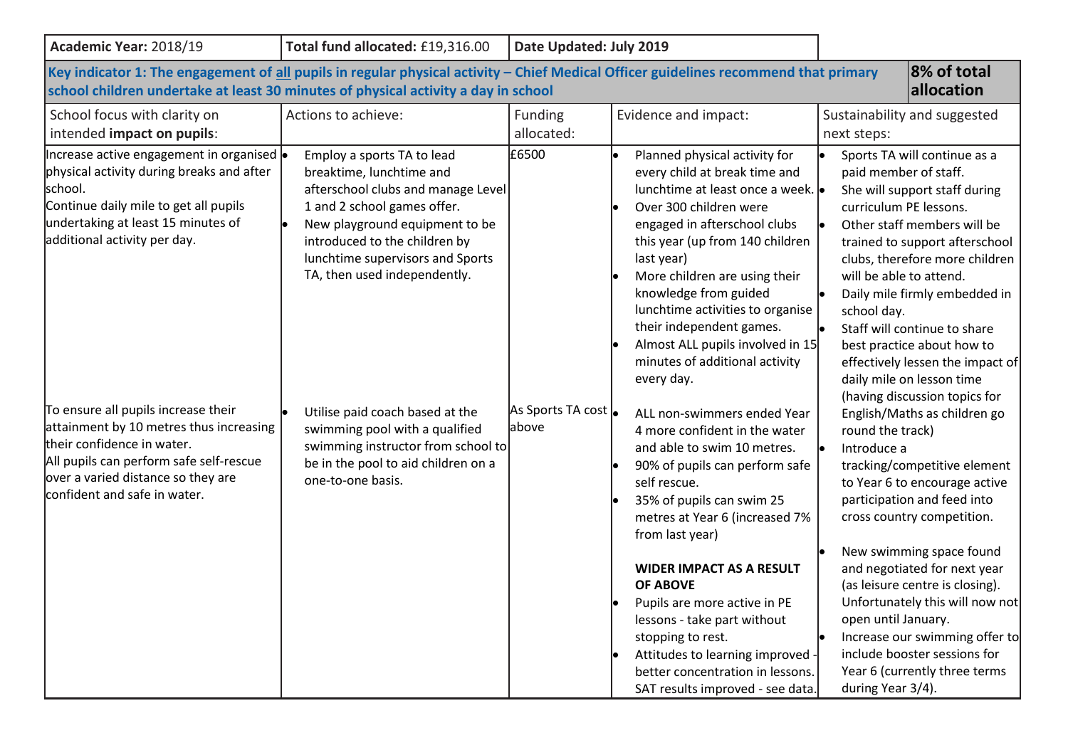| **Academic Year:** 2018/19 | **Total fund allocated:** £19,316.00 | **Date Updated: July 2019** | | |
|---|---|---|---|---|
| **Key indicator 1: The engagement of all pupils in regular physical activity – Chief Medical Officer guidelines recommend that primary school children undertake at least 30 minutes of physical activity a day in school** | | | | **8% of total allocation** |
| School focus with clarity on intended **impact on pupils**: | Actions to achieve: | Funding allocated: | Evidence and impact: | Sustainability and suggested next steps: |
| Increase active engagement in organised physical activity during breaks and after school.<br>Continue daily mile to get all pupils undertaking at least 15 minutes of additional activity per day.<br><br>To ensure all pupils increase their attainment by 10 metres thus increasing their confidence in water.<br>All pupils can perform safe self-rescue over a varied distance so they are confident and safe in water. | • Employ a sports TA to lead breaktime, lunchtime and afterschool clubs and manage Level 1 and 2 school games offer.<br>• New playground equipment to be introduced to the children by lunchtime supervisors and Sports TA, then used independently.<br><br>• Utilise paid coach based at the swimming pool with a qualified swimming instructor from school to be in the pool to aid children on a one-to-one basis. | £6500<br><br>As Sports TA cost above | • Planned physical activity for every child at break time and lunchtime at least once a week.<br>• Over 300 children were engaged in afterschool clubs this year (up from 140 children last year)<br>• More children are using their knowledge from guided lunchtime activities to organise their independent games.<br>• Almost ALL pupils involved in 15 minutes of additional activity every day.<br>• ALL non-swimmers ended Year 4 more confident in the water and able to swim 10 metres.<br>• 90% of pupils can perform safe self rescue.<br>• 35% of pupils can swim 25 metres at Year 6 (increased 7% from last year)<br><br>**WIDER IMPACT AS A RESULT OF ABOVE**<br>• Pupils are more active in PE lessons - take part without stopping to rest.<br>• Attitudes to learning improved - better concentration in lessons. SAT results improved - see data. | • Sports TA will continue as a paid member of staff.<br>• She will support staff during curriculum PE lessons.<br>• Other staff members will be trained to support afterschool clubs, therefore more children will be able to attend.<br>• Daily mile firmly embedded in school day.<br>• Staff will continue to share best practice about how to effectively lessen the impact of daily mile on lesson time (having discussion topics for English/Maths as children go round the track)<br>• Introduce a tracking/competitive element to Year 6 to encourage active participation and feed into cross country competition.<br><br>• New swimming space found and negotiated for next year (as leisure centre is closing). Unfortunately this will now not open until January.<br>• Increase our swimming offer to include booster sessions for Year 6 (currently three terms during Year 3/4). |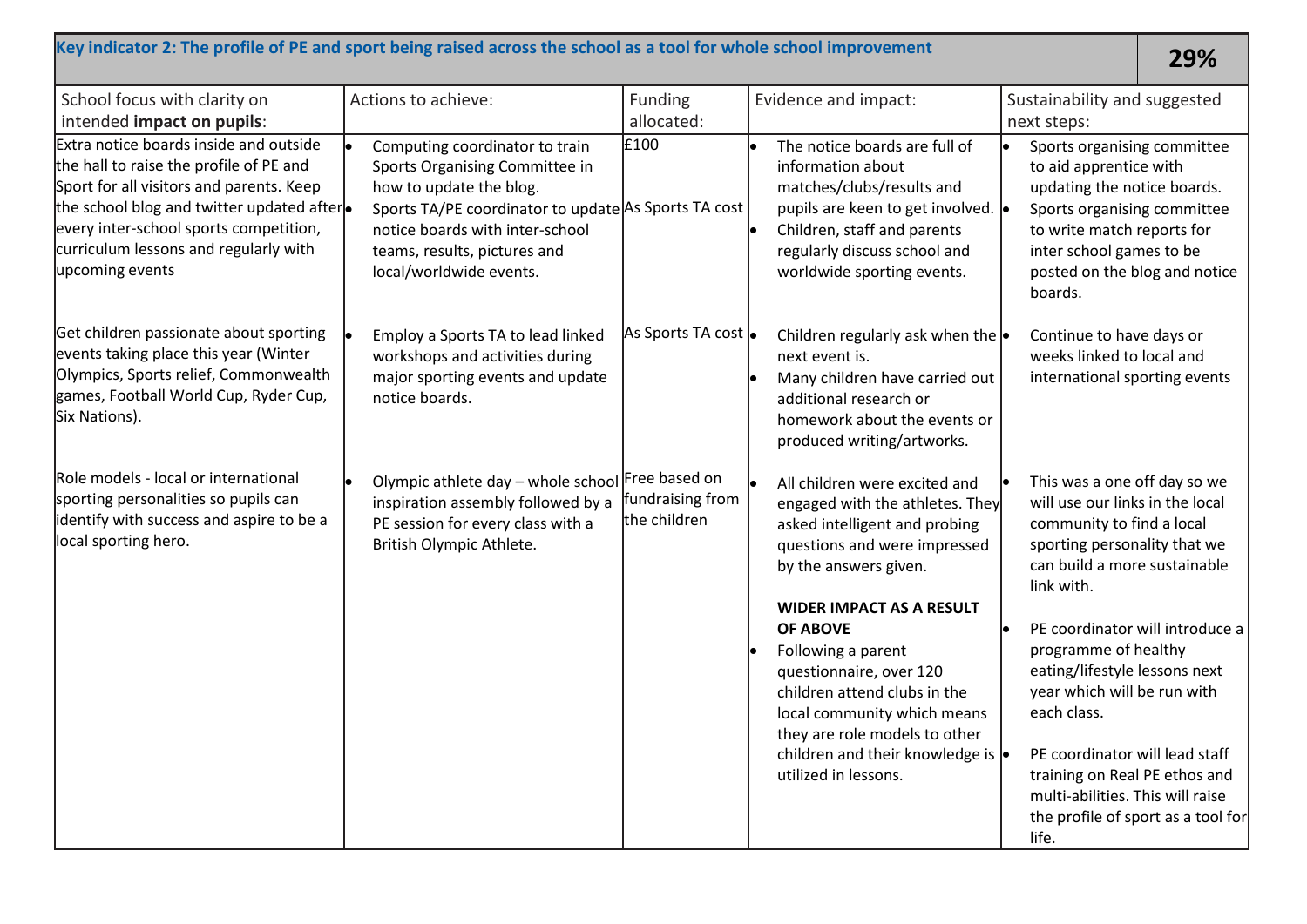| Key indicator 2: The profile of PE and sport being raised across the school as a tool for whole school improvement | | | | 29% |
|---|---|---|---|---|
| School focus with clarity on intended **impact on pupils**: | Actions to achieve: | Funding allocated: | Evidence and impact: | Sustainability and suggested next steps: |
| Extra notice boards inside and outside the hall to raise the profile of PE and Sport for all visitors and parents. Keep the school blog and twitter updated after every inter-school sports competition, curriculum lessons and regularly with upcoming events | • Computing coordinator to train Sports Organising Committee in how to update the blog.<br>• Sports TA/PE coordinator to update notice boards with inter-school teams, results, pictures and local/worldwide events. | £100<br><br>As Sports TA cost | • The notice boards are full of information about matches/clubs/results and pupils are keen to get involved.<br>• Children, staff and parents regularly discuss school and worldwide sporting events. | • Sports organising committee to aid apprentice with updating the notice boards.<br>• Sports organising committee to write match reports for inter school games to be posted on the blog and notice boards. |
| Get children passionate about sporting events taking place this year (Winter Olympics, Sports relief, Commonwealth games, Football World Cup, Ryder Cup, Six Nations). | • Employ a Sports TA to lead linked workshops and activities during major sporting events and update notice boards. | As Sports TA cost | • Children regularly ask when the next event is.<br>• Many children have carried out additional research or homework about the events or produced writing/artworks. | • Continue to have days or weeks linked to local and international sporting events |
| Role models - local or international sporting personalities so pupils can identify with success and aspire to be a local sporting hero. | • Olympic athlete day – whole school inspiration assembly followed by a PE session for every class with a British Olympic Athlete. | Free based on fundraising from the children | • All children were excited and engaged with the athletes. They asked intelligent and probing questions and were impressed by the answers given.<br><br>**WIDER IMPACT AS A RESULT OF ABOVE**<br>• Following a parent questionnaire, over 120 children attend clubs in the local community which means they are role models to other children and their knowledge is utilized in lessons. | • This was a one off day so we will use our links in the local community to find a local sporting personality that we can build a more sustainable link with.<br><br>• PE coordinator will introduce a programme of healthy eating/lifestyle lessons next year which will be run with each class.<br><br>• PE coordinator will lead staff training on Real PE ethos and multi-abilities. This will raise the profile of sport as a tool for life. |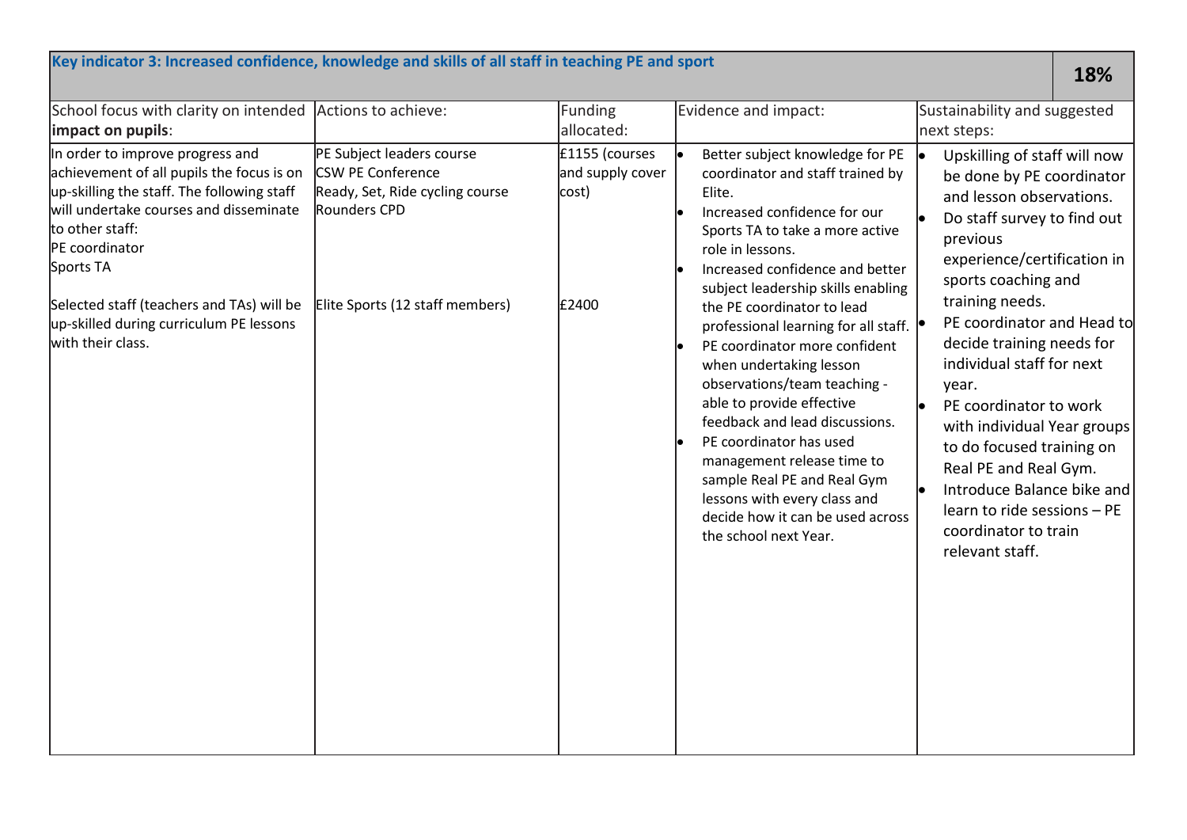| Key indicator 3: Increased confidence, knowledge and skills of all staff in teaching PE and sport | | | | 18% |
|---|---|---|---|---|
| School focus with clarity on intended **impact on pupils**: | Actions to achieve: | Funding allocated: | Evidence and impact: | Sustainability and suggested next steps: |
| In order to improve progress and achievement of all pupils the focus is on up-skilling the staff. The following staff will undertake courses and disseminate to other staff:<br>PE coordinator<br>Sports TA<br><br>Selected staff (teachers and TAs) will be up-skilled during curriculum PE lessons with their class. | PE Subject leaders course<br>CSW PE Conference<br>Ready, Set, Ride cycling course<br>Rounders CPD<br><br>Elite Sports (12 staff members) | £1155 (courses and supply cover cost)<br><br>£2400 | • Better subject knowledge for PE coordinator and staff trained by Elite.<br>• Increased confidence for our Sports TA to take a more active role in lessons.<br>• Increased confidence and better subject leadership skills enabling the PE coordinator to lead professional learning for all staff.<br>• PE coordinator more confident when undertaking lesson observations/team teaching - able to provide effective feedback and lead discussions.<br>• PE coordinator has used management release time to sample Real PE and Real Gym lessons with every class and decide how it can be used across the school next Year. | • Upskilling of staff will now be done by PE coordinator and lesson observations.<br>• Do staff survey to find out previous experience/certification in sports coaching and training needs.<br>• PE coordinator and Head to decide training needs for individual staff for next year.<br>• PE coordinator to work with individual Year groups to do focused training on Real PE and Real Gym.<br>• Introduce Balance bike and learn to ride sessions – PE coordinator to train relevant staff. |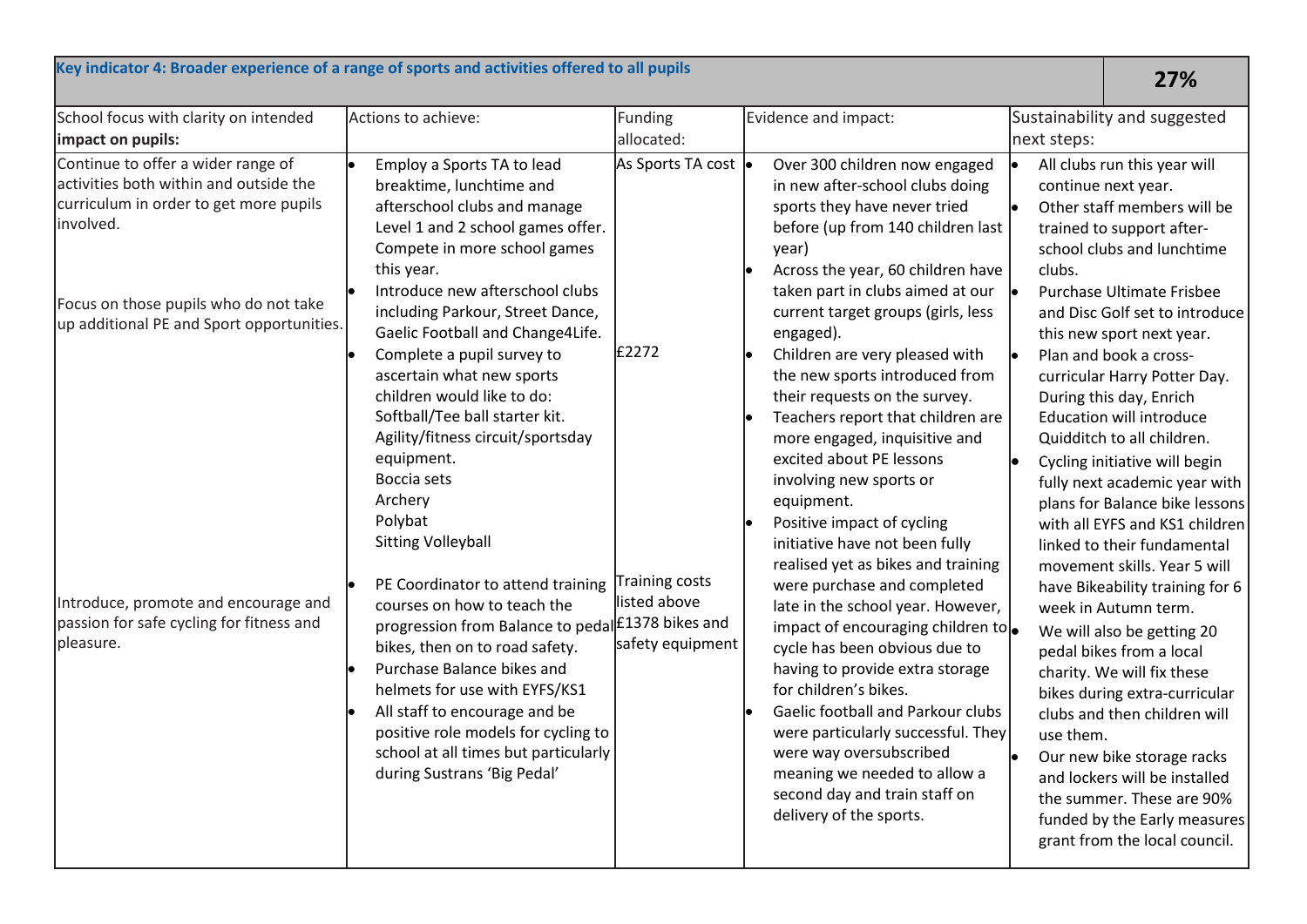| Key indicator 4: Broader experience of a range of sports and activities offered to all pupils | | | | 27% |
|---|---|---|---|---|
| School focus with clarity on intended **impact on pupils:** | Actions to achieve: | Funding allocated: | Evidence and impact: | Sustainability and suggested next steps: |
| Continue to offer a wider range of activities both within and outside the curriculum in order to get more pupils involved.<br><br>Focus on those pupils who do not take up additional PE and Sport opportunities.<br><br>Introduce, promote and encourage and passion for safe cycling for fitness and pleasure. | • Employ a Sports TA to lead breaktime, lunchtime and afterschool clubs and manage Level 1 and 2 school games offer. Compete in more school games this year.<br>• Introduce new afterschool clubs including Parkour, Street Dance, Gaelic Football and Change4Life.<br>• Complete a pupil survey to ascertain what new sports children would like to do: Softball/Tee ball starter kit. Agility/fitness circuit/sportsday equipment. Boccia sets Archery Polybat Sitting Volleyball<br>• PE Coordinator to attend training courses on how to teach the progression from Balance to pedal bikes, then on to road safety.<br>• Purchase Balance bikes and helmets for use with EYFS/KS1<br>• All staff to encourage and be positive role models for cycling to school at all times but particularly during Sustrans 'Big Pedal' | As Sports TA cost<br><br>£2272<br><br>Training costs listed above<br>£1378 bikes and safety equipment | • Over 300 children now engaged in new after-school clubs doing sports they have never tried before (up from 140 children last year)<br>• Across the year, 60 children have taken part in clubs aimed at our current target groups (girls, less engaged).<br>• Children are very pleased with the new sports introduced from their requests on the survey.<br>• Teachers report that children are more engaged, inquisitive and excited about PE lessons involving new sports or equipment.<br>• Positive impact of cycling initiative have not been fully realised yet as bikes and training were purchase and completed late in the school year. However, impact of encouraging children to cycle has been obvious due to having to provide extra storage for children's bikes.<br>• Gaelic football and Parkour clubs were particularly successful. They were way oversubscribed meaning we needed to allow a second day and train staff on delivery of the sports. | • All clubs run this year will continue next year.<br>• Other staff members will be trained to support after-school clubs and lunchtime clubs.<br>• Purchase Ultimate Frisbee and Disc Golf set to introduce this new sport next year.<br>• Plan and book a cross-curricular Harry Potter Day. During this day, Enrich Education will introduce Quidditch to all children.<br>• Cycling initiative will begin fully next academic year with plans for Balance bike lessons with all EYFS and KS1 children linked to their fundamental movement skills. Year 5 will have Bikeability training for 6 week in Autumn term.<br>• We will also be getting 20 pedal bikes from a local charity. We will fix these bikes during extra-curricular clubs and then children will use them.<br>• Our new bike storage racks and lockers will be installed the summer. These are 90% funded by the Early measures grant from the local council. |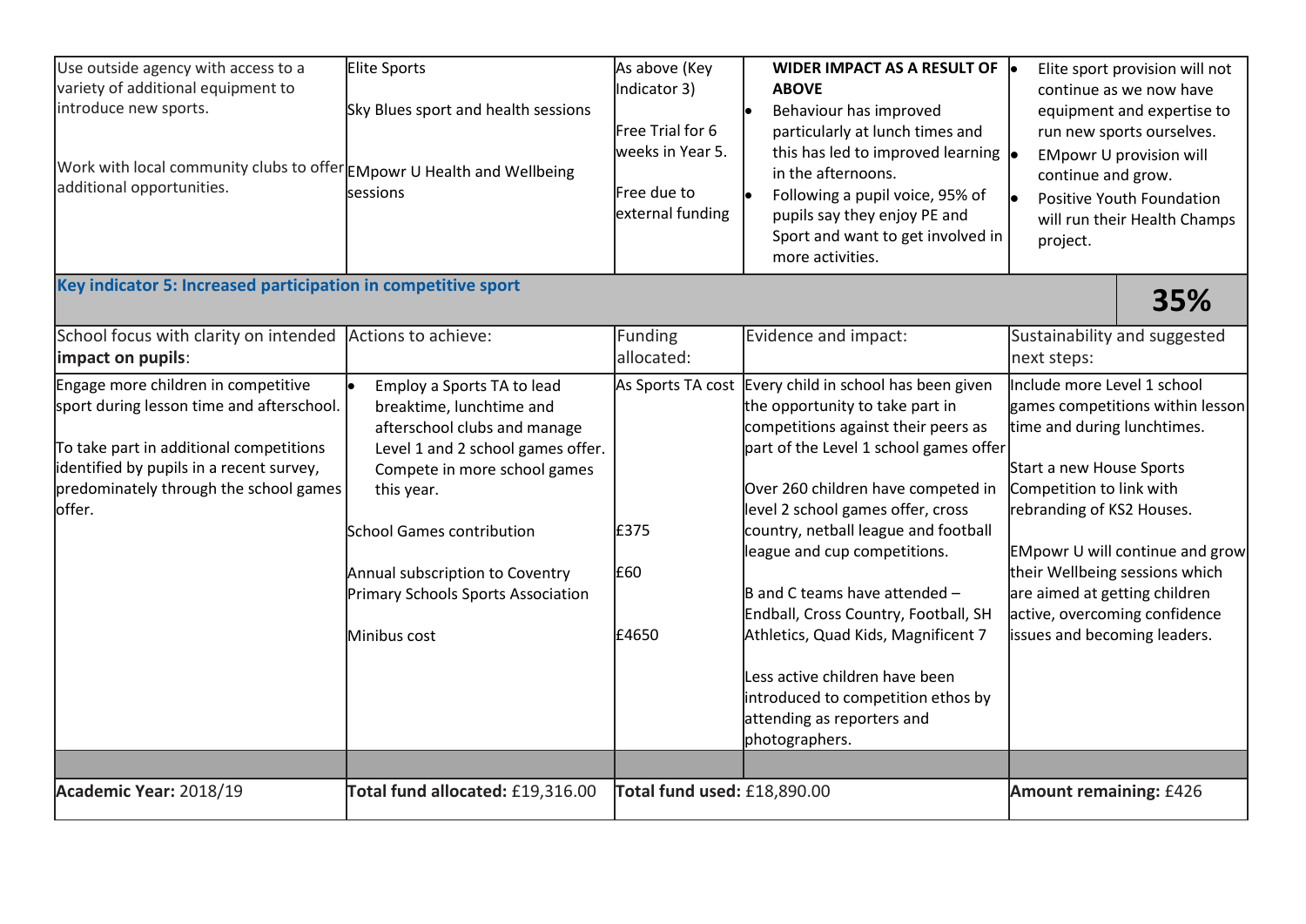| | | | | |
|---|---|---|---|---|
| Use outside agency with access to a variety of additional equipment to introduce new sports.<br><br>Work with local community clubs to offer additional opportunities. | Elite Sports<br><br>Sky Blues sport and health sessions<br><br>EMpowr U Health and Wellbeing sessions | As above (Key Indicator 3)<br><br>Free Trial for 6 weeks in Year 5.<br><br>Free due to external funding | **WIDER IMPACT AS A RESULT OF ABOVE**<br>• Behaviour has improved particularly at lunch times and this has led to improved learning in the afternoons.<br>• Following a pupil voice, 95% of pupils say they enjoy PE and Sport and want to get involved in more activities. | • Elite sport provision will not continue as we now have equipment and expertise to run new sports ourselves.<br>• EMpowr U provision will continue and grow.<br>• Positive Youth Foundation will run their Health Champs project. |

| **Key indicator 5: Increased participation in competitive sport** | | | | **35%** |
|---|---|---|---|---|
| School focus with clarity on intended **impact on pupils**: | Actions to achieve: | Funding allocated: | Evidence and impact: | Sustainability and suggested next steps: |
| Engage more children in competitive sport during lesson time and afterschool.<br><br>To take part in additional competitions identified by pupils in a recent survey, predominately through the school games offer. | • Employ a Sports TA to lead breaktime, lunchtime and afterschool clubs and manage Level 1 and 2 school games offer. Compete in more school games this year.<br><br>School Games contribution<br><br>Annual subscription to Coventry Primary Schools Sports Association<br><br>Minibus cost | As Sports TA cost<br><br>£375<br><br>£60<br><br>£4650 | Every child in school has been given the opportunity to take part in competitions against their peers as part of the Level 1 school games offer<br><br>Over 260 children have competed in level 2 school games offer, cross country, netball league and football league and cup competitions.<br><br>B and C teams have attended – Endball, Cross Country, Football, SH Athletics, Quad Kids, Magnificent 7<br><br>Less active children have been introduced to competition ethos by attending as reporters and photographers. | Include more Level 1 school games competitions within lesson time and during lunchtimes.<br><br>Start a new House Sports Competition to link with rebranding of KS2 Houses.<br><br>EMpowr U will continue and grow their Wellbeing sessions which are aimed at getting children active, overcoming confidence issues and becoming leaders. |
| | | | | |
| **Academic Year:** 2018/19 | **Total fund allocated:** £19,316.00 | **Total fund used:** £18,890.00 | | **Amount remaining:** £426 |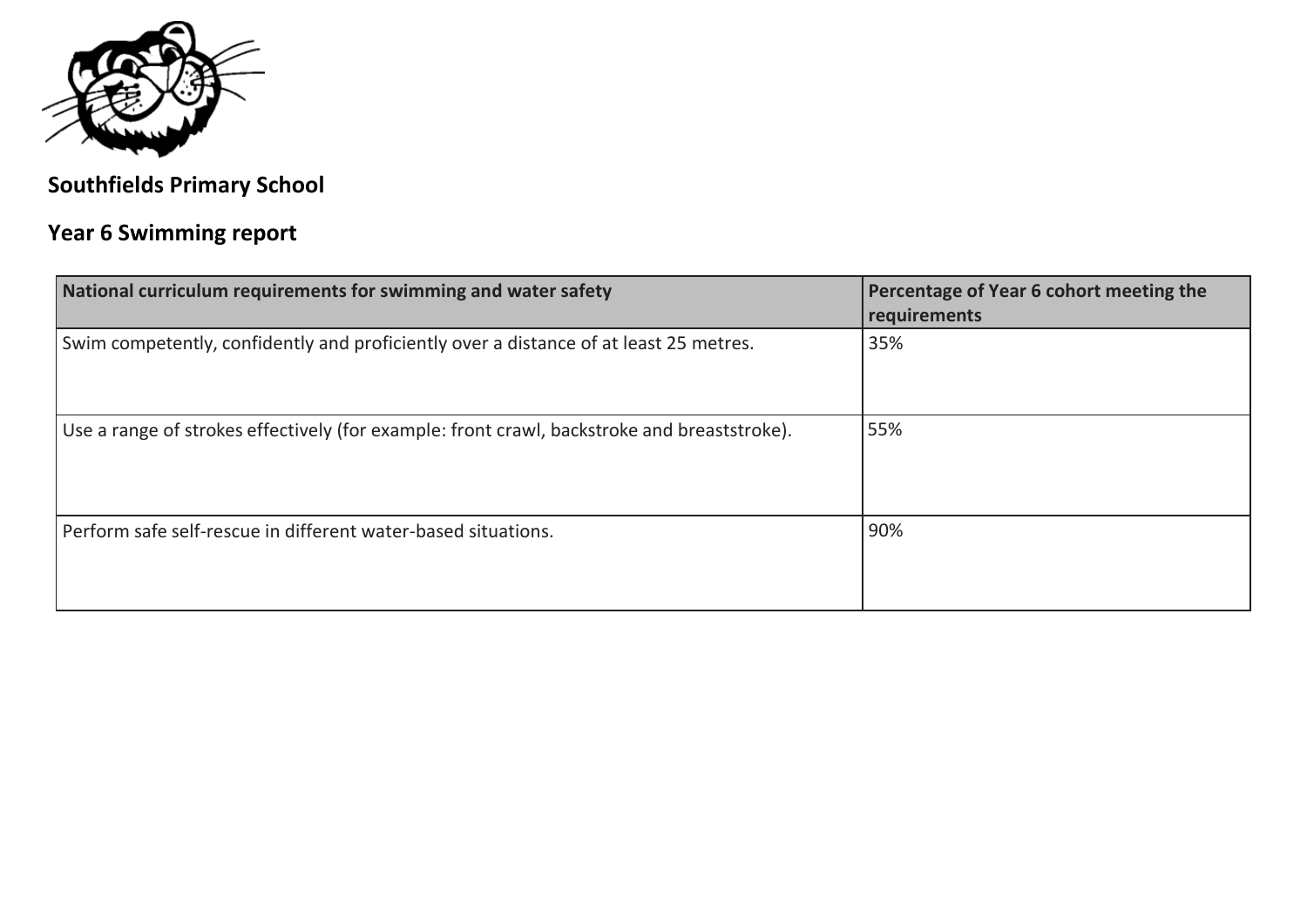**Southfields Primary School**

**Year 6 Swimming report**

| National curriculum requirements for swimming and water safety | Percentage of Year 6 cohort meeting the requirements |
| --- | --- |
| Swim competently, confidently and proficiently over a distance of at least 25 metres. | 35% |
| Use a range of strokes effectively (for example: front crawl, backstroke and breaststroke). | 55% |
| Perform safe self-rescue in different water-based situations. | 90% |